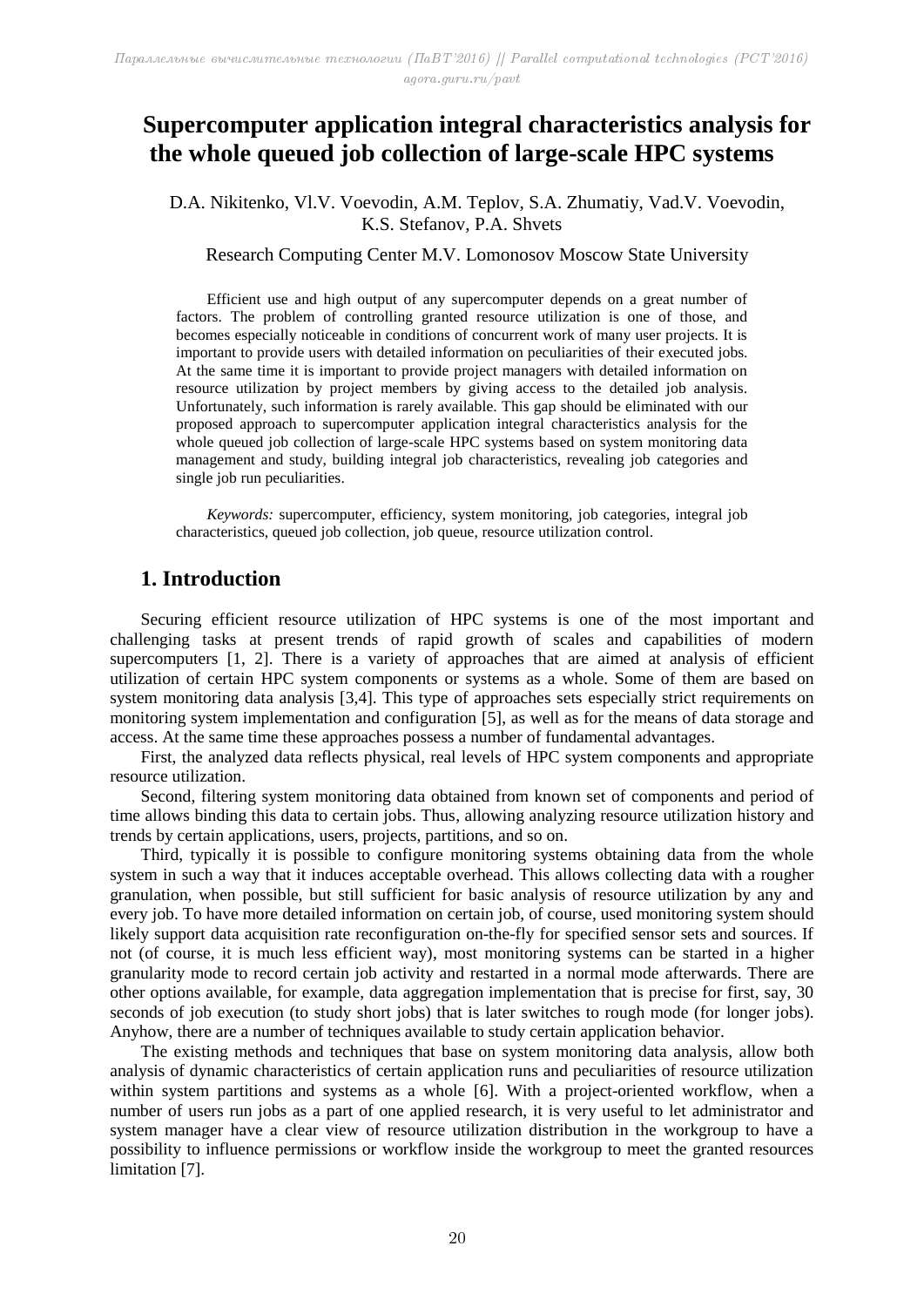# Supercomputer application integral characteristics analysis for the whole queued job collection of large-scale HPC systems

D.A. Nikitenko, Vl.V. Voevodin, A.M. Teplov, S.A. Zhumatiy, Vad.V. Voevodin, K.S. Stefanov, P.A. Shvets

Research Computing Center M.V. Lomonosov Moscow State University

Efficient use and high output of any supercomputer depends on a great number of factors. The problem of controlling granted resource utilization is one of those, and becomes especially noticeable in conditions of concurrent work of many user projects. It is important to provide users with detailed information on peculiarities of their executed jobs. At the same time it is important to provide project managers with detailed information on resource utilization by project members by giving access to the detailed job analysis. Unfortunately, such information is rarely available. This gap should be eliminated with our proposed approach to supercomputer application integral characteristics analysis for the whole queued job collection of large-scale HPC systems based on system monitoring data management and study, building integral job characteristics, revealing job categories and single job run peculiarities.

*Keywords:* supercomputer, efficiency, system monitoring, job categories, integral job characteristics, queued job collection, job queue, resource utilization control.

## 1. Introduction

Securing efficient resource utilization of HPC systems is one of the most important and challenging tasks at present trends of rapid growth of scales and capabilities of modern supercomputers [1, 2]. There is a variety of approaches that are aimed at analysis of efficient utilization of certain HPC system components or systems as a whole. Some of them are based on system monitoring data analysis [3,4]. This type of approaches sets especially strict requirements on monitoring system implementation and configuration [5], as well as for the means of data storage and access. At the same time these approaches possess a number of fundamental advantages.

First, the analyzed data reflects physical, real levels of HPC system components and appropriate resource utilization.

Second, filtering system monitoring data obtained from known set of components and period of time allows binding this data to certain jobs. Thus, allowing analyzing resource utilization history and trends by certain applications, users, projects, partitions, and so on.

Third, typically it is possible to configure monitoring systems obtaining data from the whole system in such a way that it induces acceptable overhead. This allows collecting data with a rougher granulation, when possible, but still sufficient for basic analysis of resource utilization by any and every job. To have more detailed information on certain job, of course, used monitoring system should likely support data acquisition rate reconfiguration on-the-fly for specified sensor sets and sources. If not (of course, it is much less efficient way), most monitoring systems can be started in a higher granularity mode to record certain job activity and restarted in a normal mode afterwards. There are other options available, for example, data aggregation implementation that is precise for first, say, 30 seconds of job execution (to study short jobs) that is later switches to rough mode (for longer jobs). Anyhow, there are a number of techniques available to study certain application behavior.

The existing methods and techniques that base on system monitoring data analysis, allow both analysis of dynamic characteristics of certain application runs and peculiarities of resource utilization within system partitions and systems as a whole [6]. With a project-oriented workflow, when a number of users run jobs as a part of one applied research, it is very useful to let administrator and system manager have a clear view of resource utilization distribution in the workgroup to have a possibility to influence permissions or workflow inside the workgroup to meet the granted resources limitation [7].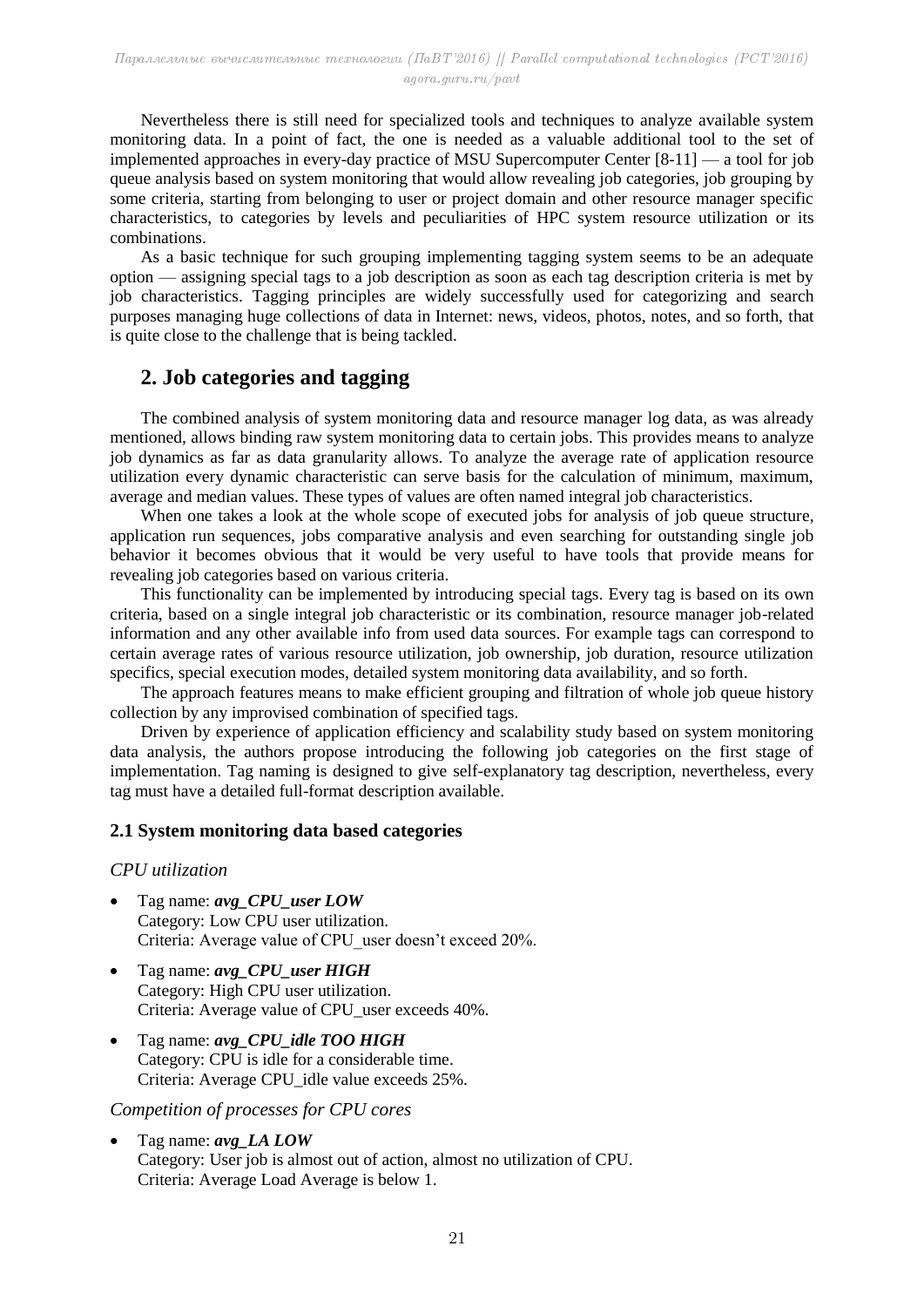Nevertheless there is still need for specialized tools and techniques to analyze available system monitoring data. In a point of fact, the one is needed as a valuable additional tool to the set of implemented approaches in every-day practice of MSU Supercomputer Center [8-11] — a tool for job queue analysis based on system monitoring that would allow revealing job categories, job grouping by some criteria, starting from belonging to user or project domain and other resource manager specific characteristics, to categories by levels and peculiarities of HPC system resource utilization or its combinations.

As a basic technique for such grouping implementing tagging system seems to be an adequate option — assigning special tags to a job description as soon as each tag description criteria is met by job characteristics. Tagging principles are widely successfully used for categorizing and search purposes managing huge collections of data in Internet: news, videos, photos, notes, and so forth, that is quite close to the challenge that is being tackled.

## 2. Job categories and tagging

The combined analysis of system monitoring data and resource manager log data, as was already mentioned, allows binding raw system monitoring data to certain jobs. This provides means to analyze job dynamics as far as data granularity allows. To analyze the average rate of application resource utilization every dynamic characteristic can serve basis for the calculation of minimum, maximum, average and median values. These types of values are often named integral job characteristics.

When one takes a look at the whole scope of executed jobs for analysis of job queue structure, application run sequences, jobs comparative analysis and even searching for outstanding single job behavior it becomes obvious that it would be very useful to have tools that provide means for revealing job categories based on various criteria.

This functionality can be implemented by introducing special tags. Every tag is based on its own criteria, based on a single integral job characteristic or its combination, resource manager job-related information and any other available info from used data sources. For example tags can correspond to certain average rates of various resource utilization, job ownership, job duration, resource utilization specifics, special execution modes, detailed system monitoring data availability, and so forth.

The approach features means to make efficient grouping and filtration of whole job queue history collection by any improvised combination of specified tags.

Driven by experience of application efficiency and scalability study based on system monitoring data analysis, the authors propose introducing the following job categories on the first stage of implementation. Tag naming is designed to give self-explanatory tag description, nevertheless, every tag must have a detailed full-format description available.

### 2.1 System monitoring data based categories

*CPU utilization*

- Tag name: ***avg_CPU_user LOW***
  Category: Low CPU user utilization.
  Criteria: Average value of CPU_user doesn't exceed 20%.
- Tag name: ***avg_CPU_user HIGH***
  Category: High CPU user utilization.
  Criteria: Average value of CPU_user exceeds 40%.
- Tag name: ***avg_CPU_idle TOO HIGH***
  Category: CPU is idle for a considerable time.
  Criteria: Average CPU_idle value exceeds 25%.

*Competition of processes for CPU cores*

- Tag name: ***avg_LA LOW***
  Category: User job is almost out of action, almost no utilization of CPU.
  Criteria: Average Load Average is below 1.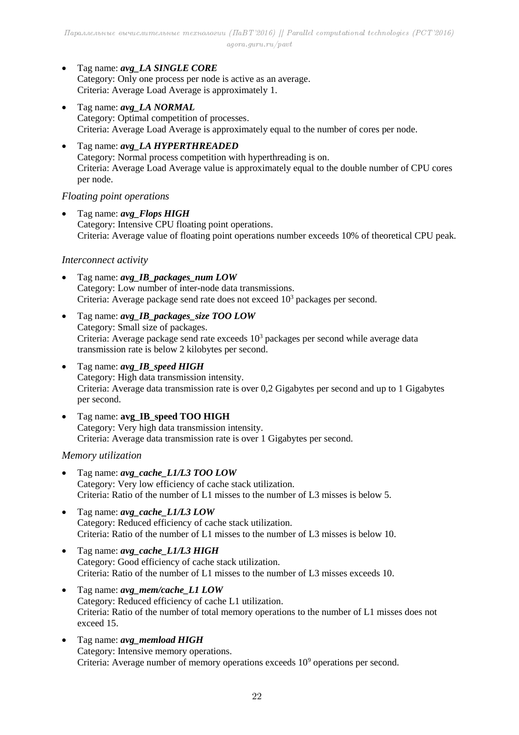- Tag name: ***avg_LA SINGLE CORE***
  Category: Only one process per node is active as an average.
  Criteria: Average Load Average is approximately 1.
- Tag name: ***avg_LA NORMAL***
  Category: Optimal competition of processes.
  Criteria: Average Load Average is approximately equal to the number of cores per node.
- Tag name: ***avg_LA HYPERTHREADED***
  Category: Normal process competition with hyperthreading is on.
  Criteria: Average Load Average value is approximately equal to the double number of CPU cores per node.

*Floating point operations*

- Tag name: ***avg_Flops HIGH***
  Category: Intensive CPU floating point operations.
  Criteria: Average value of floating point operations number exceeds 10% of theoretical CPU peak.

*Interconnect activity*

- Tag name: ***avg_IB_packages_num LOW***
  Category: Low number of inter-node data transmissions.
  Criteria: Average package send rate does not exceed $10^3$ packages per second.
- Tag name: ***avg_IB_packages_size TOO LOW***
  Category: Small size of packages.
  Criteria: Average package send rate exceeds $10^3$ packages per second while average data transmission rate is below 2 kilobytes per second.
- Tag name: ***avg_IB_speed HIGH***
  Category: High data transmission intensity.
  Criteria: Average data transmission rate is over 0,2 Gigabytes per second and up to 1 Gigabytes per second.
- Tag name: **avg_IB_speed TOO HIGH**
  Category: Very high data transmission intensity.
  Criteria: Average data transmission rate is over 1 Gigabytes per second.

*Memory utilization*

- Tag name: ***avg_cache_L1/L3 TOO LOW***
  Category: Very low efficiency of cache stack utilization.
  Criteria: Ratio of the number of L1 misses to the number of L3 misses is below 5.
- Tag name: ***avg_cache_L1/L3 LOW***
  Category: Reduced efficiency of cache stack utilization.
  Criteria: Ratio of the number of L1 misses to the number of L3 misses is below 10.
- Tag name: ***avg_cache_L1/L3 HIGH***
  Category: Good efficiency of cache stack utilization.
  Criteria: Ratio of the number of L1 misses to the number of L3 misses exceeds 10.
- Tag name: ***avg_mem/cache_L1 LOW***
  Category: Reduced efficiency of cache L1 utilization.
  Criteria: Ratio of the number of total memory operations to the number of L1 misses does not exceed 15.
- Tag name: ***avg_memload HIGH***
  Category: Intensive memory operations.
  Criteria: Average number of memory operations exceeds $10^9$ operations per second.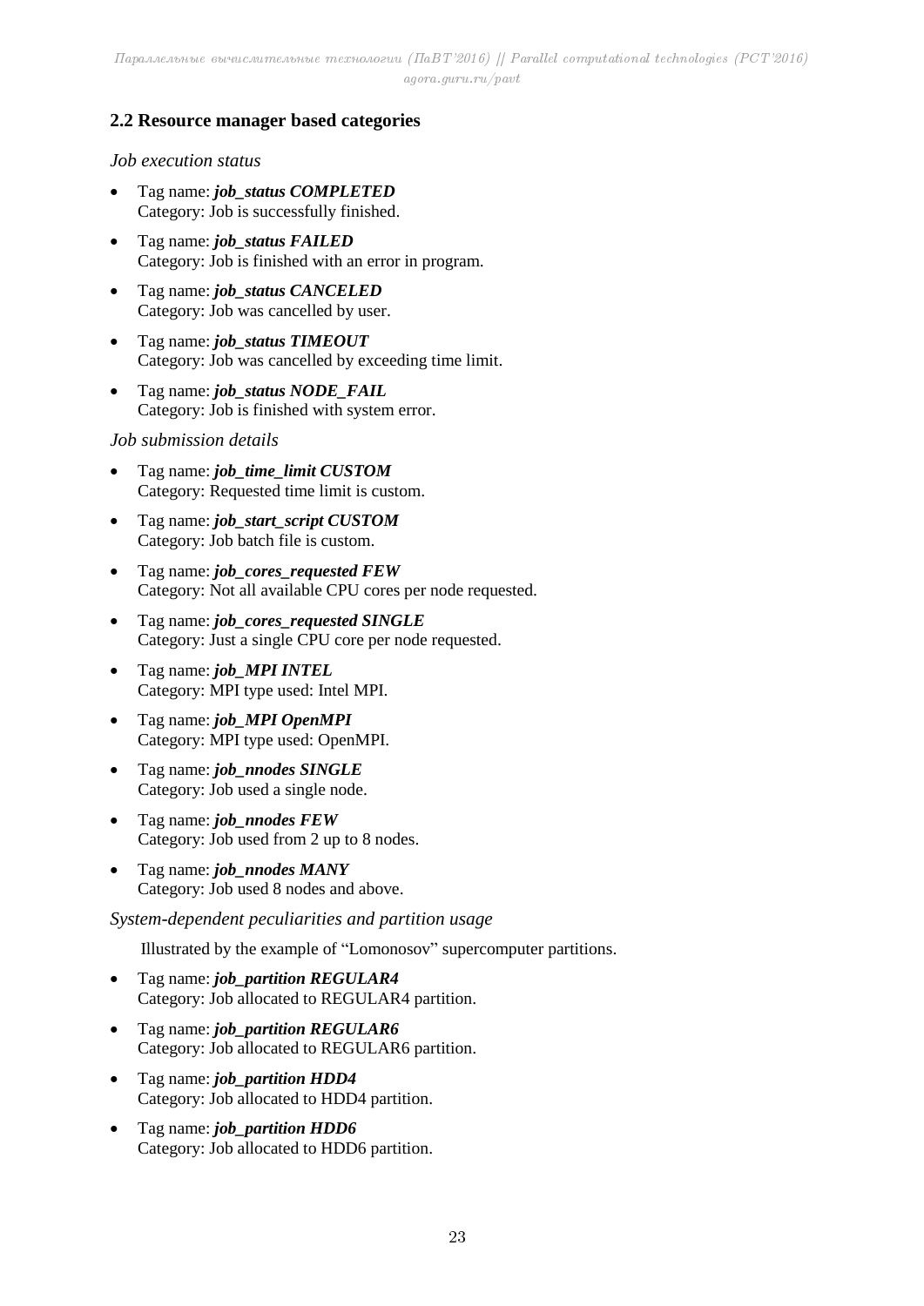### 2.2 Resource manager based categories

*Job execution status*

- Tag name: ***job_status COMPLETED***
  Category: Job is successfully finished.
- Tag name: ***job_status FAILED***
  Category: Job is finished with an error in program.
- Tag name: ***job_status CANCELED***
  Category: Job was cancelled by user.
- Tag name: ***job_status TIMEOUT***
  Category: Job was cancelled by exceeding time limit.
- Tag name: ***job_status NODE_FAIL***
  Category: Job is finished with system error.

*Job submission details*

- Tag name: ***job_time_limit CUSTOM***
  Category: Requested time limit is custom.
- Tag name: ***job_start_script CUSTOM***
  Category: Job batch file is custom.
- Tag name: ***job_cores_requested FEW***
  Category: Not all available CPU cores per node requested.
- Tag name: ***job_cores_requested SINGLE***
  Category: Just a single CPU core per node requested.
- Tag name: ***job_MPI INTEL***
  Category: MPI type used: Intel MPI.
- Tag name: ***job_MPI OpenMPI***
  Category: MPI type used: OpenMPI.
- Tag name: ***job_nnodes SINGLE***
  Category: Job used a single node.
- Tag name: ***job_nnodes FEW***
  Category: Job used from 2 up to 8 nodes.
- Tag name: ***job_nnodes MANY***
  Category: Job used 8 nodes and above.

*System-dependent peculiarities and partition usage*

Illustrated by the example of "Lomonosov" supercomputer partitions.

- Tag name: ***job_partition REGULAR4***
  Category: Job allocated to REGULAR4 partition.
- Tag name: ***job_partition REGULAR6***
  Category: Job allocated to REGULAR6 partition.
- Tag name: ***job_partition HDD4***
  Category: Job allocated to HDD4 partition.
- Tag name: ***job_partition HDD6***
  Category: Job allocated to HDD6 partition.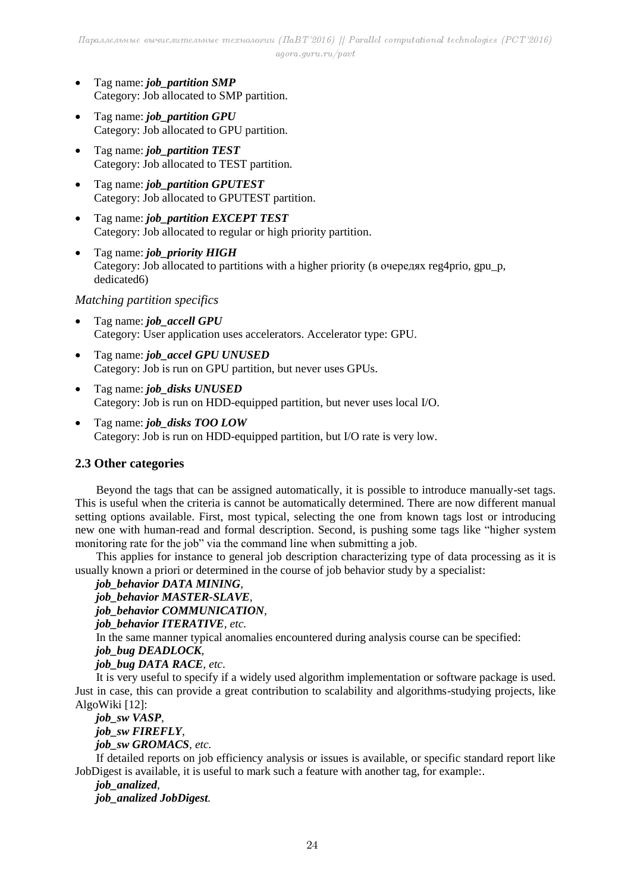- Tag name: ***job_partition SMP***
  Category: Job allocated to SMP partition.
- Tag name: ***job_partition GPU***
  Category: Job allocated to GPU partition.
- Tag name: ***job_partition TEST***
  Category: Job allocated to TEST partition.
- Tag name: ***job_partition GPUTEST***
  Category: Job allocated to GPUTEST partition.
- Tag name: ***job_partition EXCEPT TEST***
  Category: Job allocated to regular or high priority partition.
- Tag name: ***job_priority HIGH***
  Category: Job allocated to partitions with a higher priority (в очередях reg4prio, gpu_p, dedicated6)

*Matching partition specifics*

- Tag name: ***job_accell GPU***
  Category: User application uses accelerators. Accelerator type: GPU.
- Tag name: ***job_accel GPU UNUSED***
  Category: Job is run on GPU partition, but never uses GPUs.
- Tag name: ***job_disks UNUSED***
  Category: Job is run on HDD-equipped partition, but never uses local I/O.
- Tag name: ***job_disks TOO LOW***
  Category: Job is run on HDD-equipped partition, but I/O rate is very low.

### 2.3 Other categories

Beyond the tags that can be assigned automatically, it is possible to introduce manually-set tags. This is useful when the criteria is cannot be automatically determined. There are now different manual setting options available. First, most typical, selecting the one from known tags lost or introducing new one with human-read and formal description. Second, is pushing some tags like "higher system monitoring rate for the job" via the command line when submitting a job.

This applies for instance to general job description characterizing type of data processing as it is usually known a priori or determined in the course of job behavior study by a specialist:

***job_behavior DATA MINING***,
***job_behavior MASTER-SLAVE***,
***job_behavior COMMUNICATION***,
***job_behavior ITERATIVE***, *etc.*

In the same manner typical anomalies encountered during analysis course can be specified:

***job_bug DEADLOCK***,
***job_bug DATA RACE***, *etc*.

It is very useful to specify if a widely used algorithm implementation or software package is used. Just in case, this can provide a great contribution to scalability and algorithms-studying projects, like AlgoWiki [12]:

***job_sw VASP***,
***job_sw FIREFLY***,
***job_sw GROMACS***, *etc.*

If detailed reports on job efficiency analysis or issues is available, or specific standard report like JobDigest is available, it is useful to mark such a feature with another tag, for example:.

***job_analized***,
***job_analized JobDigest***.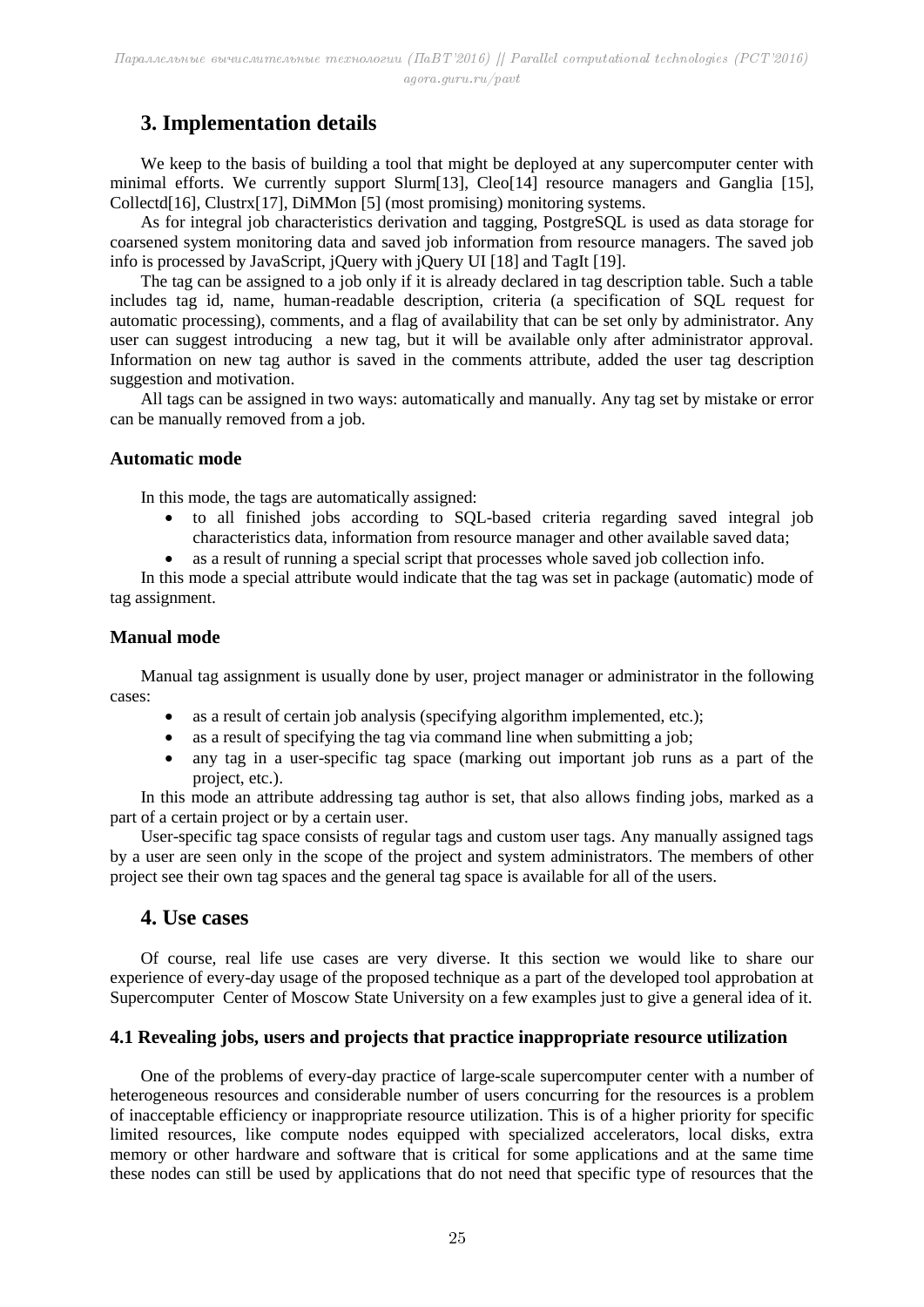## 3. Implementation details

We keep to the basis of building a tool that might be deployed at any supercomputer center with minimal efforts. We currently support Slurm[13], Cleo[14] resource managers and Ganglia [15], Collectd[16], Clustrx[17], DiMMon [5] (most promising) monitoring systems.

As for integral job characteristics derivation and tagging, PostgreSQL is used as data storage for coarsened system monitoring data and saved job information from resource managers. The saved job info is processed by JavaScript, jQuery with jQuery UI [18] and TagIt [19].

The tag can be assigned to a job only if it is already declared in tag description table. Such a table includes tag id, name, human-readable description, criteria (a specification of SQL request for automatic processing), comments, and a flag of availability that can be set only by administrator. Any user can suggest introducing a new tag, but it will be available only after administrator approval. Information on new tag author is saved in the comments attribute, added the user tag description suggestion and motivation.

All tags can be assigned in two ways: automatically and manually. Any tag set by mistake or error can be manually removed from a job.

### Automatic mode

In this mode, the tags are automatically assigned:

- to all finished jobs according to SQL-based criteria regarding saved integral job characteristics data, information from resource manager and other available saved data;
- as a result of running a special script that processes whole saved job collection info.

In this mode a special attribute would indicate that the tag was set in package (automatic) mode of tag assignment.

### Manual mode

Manual tag assignment is usually done by user, project manager or administrator in the following cases:

- as a result of certain job analysis (specifying algorithm implemented, etc.);
- as a result of specifying the tag via command line when submitting a job;
- any tag in a user-specific tag space (marking out important job runs as a part of the project, etc.).

In this mode an attribute addressing tag author is set, that also allows finding jobs, marked as a part of a certain project or by a certain user.

User-specific tag space consists of regular tags and custom user tags. Any manually assigned tags by a user are seen only in the scope of the project and system administrators. The members of other project see their own tag spaces and the general tag space is available for all of the users.

## 4. Use cases

Of course, real life use cases are very diverse. It this section we would like to share our experience of every-day usage of the proposed technique as a part of the developed tool approbation at Supercomputer Center of Moscow State University on a few examples just to give a general idea of it.

### 4.1 Revealing jobs, users and projects that practice inappropriate resource utilization

One of the problems of every-day practice of large-scale supercomputer center with a number of heterogeneous resources and considerable number of users concurring for the resources is a problem of inacceptable efficiency or inappropriate resource utilization. This is of a higher priority for specific limited resources, like compute nodes equipped with specialized accelerators, local disks, extra memory or other hardware and software that is critical for some applications and at the same time these nodes can still be used by applications that do not need that specific type of resources that the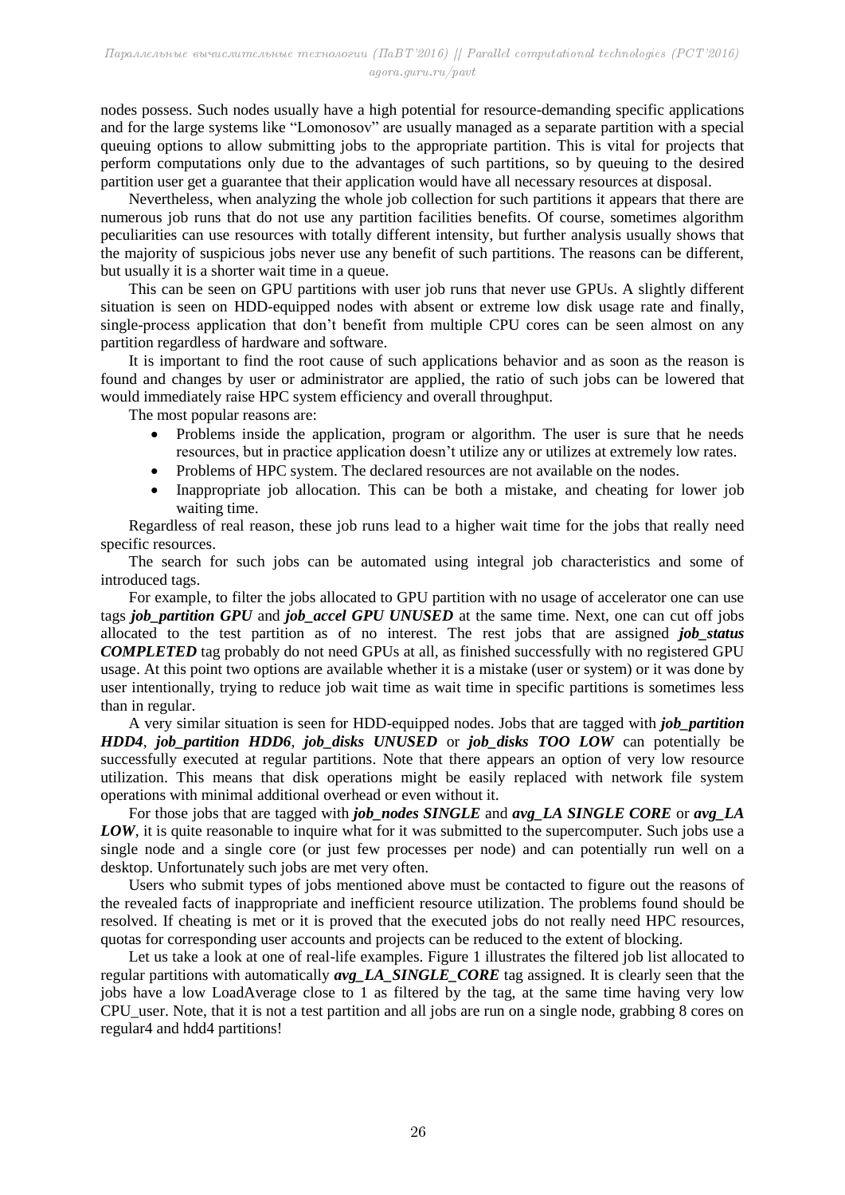nodes possess. Such nodes usually have a high potential for resource-demanding specific applications and for the large systems like "Lomonosov" are usually managed as a separate partition with a special queuing options to allow submitting jobs to the appropriate partition. This is vital for projects that perform computations only due to the advantages of such partitions, so by queuing to the desired partition user get a guarantee that their application would have all necessary resources at disposal.

Nevertheless, when analyzing the whole job collection for such partitions it appears that there are numerous job runs that do not use any partition facilities benefits. Of course, sometimes algorithm peculiarities can use resources with totally different intensity, but further analysis usually shows that the majority of suspicious jobs never use any benefit of such partitions. The reasons can be different, but usually it is a shorter wait time in a queue.

This can be seen on GPU partitions with user job runs that never use GPUs. A slightly different situation is seen on HDD-equipped nodes with absent or extreme low disk usage rate and finally, single-process application that don't benefit from multiple CPU cores can be seen almost on any partition regardless of hardware and software.

It is important to find the root cause of such applications behavior and as soon as the reason is found and changes by user or administrator are applied, the ratio of such jobs can be lowered that would immediately raise HPC system efficiency and overall throughput.

The most popular reasons are:

- Problems inside the application, program or algorithm. The user is sure that he needs resources, but in practice application doesn't utilize any or utilizes at extremely low rates.
- Problems of HPC system. The declared resources are not available on the nodes.
- Inappropriate job allocation. This can be both a mistake, and cheating for lower job waiting time.

Regardless of real reason, these job runs lead to a higher wait time for the jobs that really need specific resources.

The search for such jobs can be automated using integral job characteristics and some of introduced tags.

For example, to filter the jobs allocated to GPU partition with no usage of accelerator one can use tags ***job_partition GPU*** and ***job_accel GPU UNUSED*** at the same time. Next, one can cut off jobs allocated to the test partition as of no interest. The rest jobs that are assigned ***job_status COMPLETED*** tag probably do not need GPUs at all, as finished successfully with no registered GPU usage. At this point two options are available whether it is a mistake (user or system) or it was done by user intentionally, trying to reduce job wait time as wait time in specific partitions is sometimes less than in regular.

A very similar situation is seen for HDD-equipped nodes. Jobs that are tagged with ***job_partition HDD4***, ***job_partition HDD6***, ***job_disks UNUSED*** or ***job_disks TOO LOW*** can potentially be successfully executed at regular partitions. Note that there appears an option of very low resource utilization. This means that disk operations might be easily replaced with network file system operations with minimal additional overhead or even without it.

For those jobs that are tagged with ***job_nodes SINGLE*** and ***avg_LA SINGLE CORE*** or ***avg_LA LOW***, it is quite reasonable to inquire what for it was submitted to the supercomputer. Such jobs use a single node and a single core (or just few processes per node) and can potentially run well on a desktop. Unfortunately such jobs are met very often.

Users who submit types of jobs mentioned above must be contacted to figure out the reasons of the revealed facts of inappropriate and inefficient resource utilization. The problems found should be resolved. If cheating is met or it is proved that the executed jobs do not really need HPC resources, quotas for corresponding user accounts and projects can be reduced to the extent of blocking.

Let us take a look at one of real-life examples. Figure 1 illustrates the filtered job list allocated to regular partitions with automatically ***avg_LA_SINGLE_CORE*** tag assigned. It is clearly seen that the jobs have a low LoadAverage close to 1 as filtered by the tag, at the same time having very low CPU_user. Note, that it is not a test partition and all jobs are run on a single node, grabbing 8 cores on regular4 and hdd4 partitions!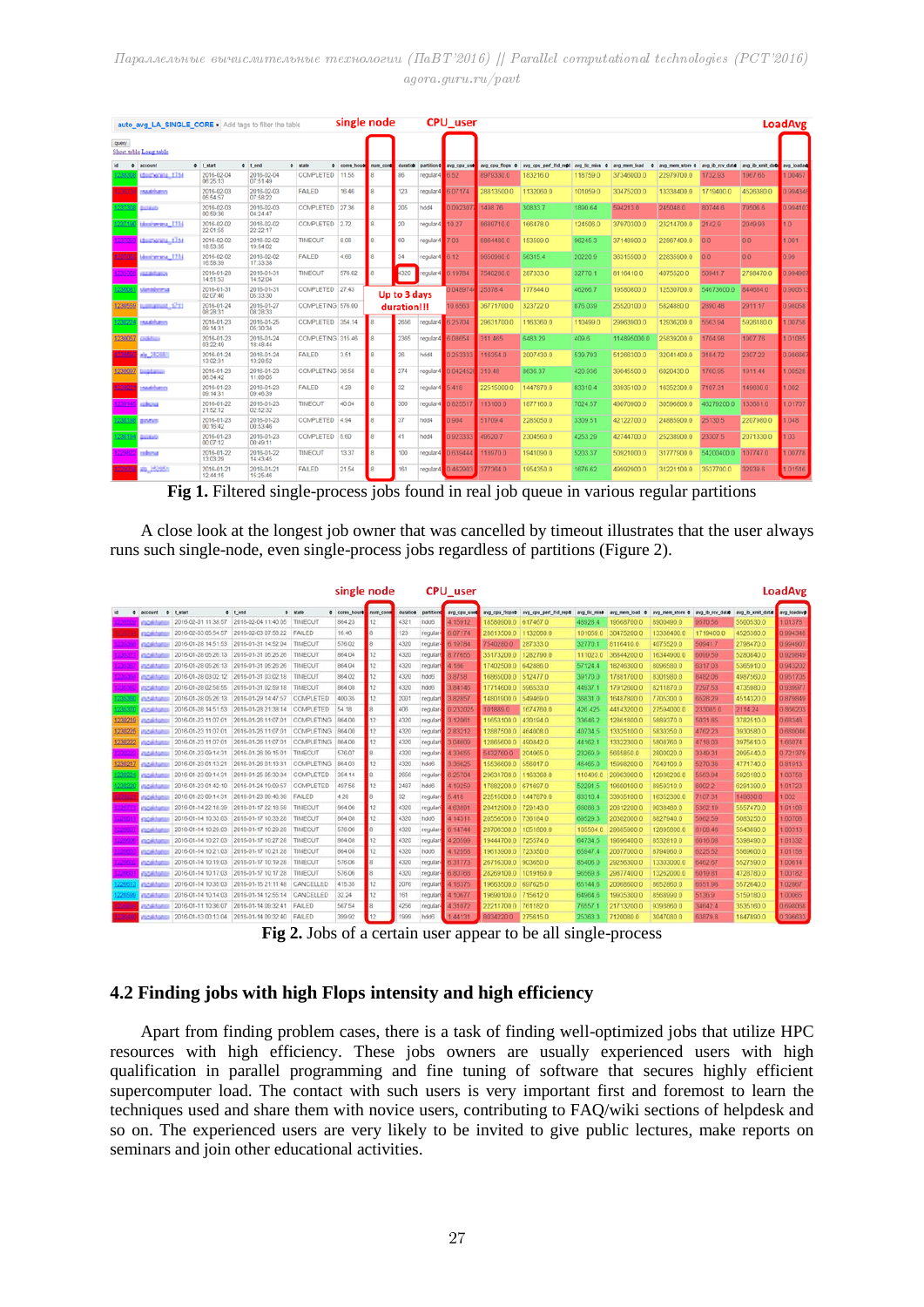Fig 1. Filtered single-process jobs found in real job queue in various regular partitions

A close look at the longest job owner that was cancelled by timeout illustrates that the user always runs such single-node, even single-process jobs regardless of partitions (Figure 2).

Fig 2. Jobs of a certain user appear to be all single-process

## 4.2 Finding jobs with high Flops intensity and high efficiency

Apart from finding problem cases, there is a task of finding well-optimized jobs that utilize HPC resources with high efficiency. These jobs owners are usually experienced users with high qualification in parallel programming and fine tuning of software that secures highly efficient supercomputer load. The contact with such users is very important first and foremost to learn the techniques used and share them with novice users, contributing to FAQ/wiki sections of helpdesk and so on. The experienced users are very likely to be invited to give public lectures, make reports on seminars and join other educational activities.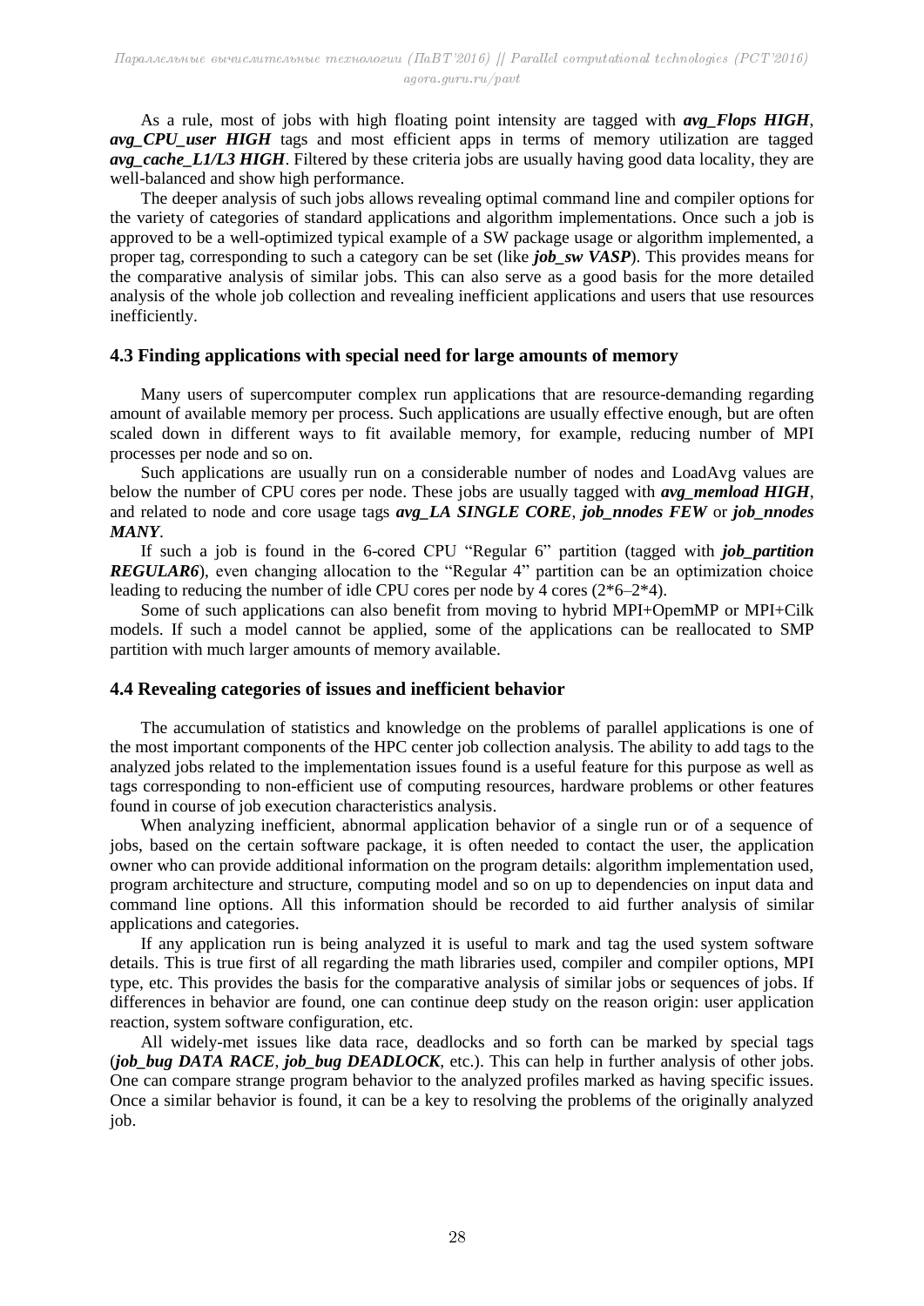As a rule, most of jobs with high floating point intensity are tagged with ***avg_Flops HIGH***, ***avg_CPU_user HIGH*** tags and most efficient apps in terms of memory utilization are tagged ***avg_cache_L1/L3 HIGH***. Filtered by these criteria jobs are usually having good data locality, they are well-balanced and show high performance.

The deeper analysis of such jobs allows revealing optimal command line and compiler options for the variety of categories of standard applications and algorithm implementations. Once such a job is approved to be a well-optimized typical example of a SW package usage or algorithm implemented, a proper tag, corresponding to such a category can be set (like ***job_sw VASP***). This provides means for the comparative analysis of similar jobs. This can also serve as a good basis for the more detailed analysis of the whole job collection and revealing inefficient applications and users that use resources inefficiently.

### 4.3 Finding applications with special need for large amounts of memory

Many users of supercomputer complex run applications that are resource-demanding regarding amount of available memory per process. Such applications are usually effective enough, but are often scaled down in different ways to fit available memory, for example, reducing number of MPI processes per node and so on.

Such applications are usually run on a considerable number of nodes and LoadAvg values are below the number of CPU cores per node. These jobs are usually tagged with ***avg_memload HIGH***, and related to node and core usage tags ***avg_LA SINGLE CORE***, ***job_nnodes FEW*** or ***job_nnodes MANY***.

If such a job is found in the 6-cored CPU "Regular 6" partition (tagged with ***job_partition REGULAR6***), even changing allocation to the "Regular 4" partition can be an optimization choice leading to reducing the number of idle CPU cores per node by 4 cores (2*6–2*4).

Some of such applications can also benefit from moving to hybrid MPI+OpemMP or MPI+Cilk models. If such a model cannot be applied, some of the applications can be reallocated to SMP partition with much larger amounts of memory available.

### 4.4 Revealing categories of issues and inefficient behavior

The accumulation of statistics and knowledge on the problems of parallel applications is one of the most important components of the HPC center job collection analysis. The ability to add tags to the analyzed jobs related to the implementation issues found is a useful feature for this purpose as well as tags corresponding to non-efficient use of computing resources, hardware problems or other features found in course of job execution characteristics analysis.

When analyzing inefficient, abnormal application behavior of a single run or of a sequence of jobs, based on the certain software package, it is often needed to contact the user, the application owner who can provide additional information on the program details: algorithm implementation used, program architecture and structure, computing model and so on up to dependencies on input data and command line options. All this information should be recorded to aid further analysis of similar applications and categories.

If any application run is being analyzed it is useful to mark and tag the used system software details. This is true first of all regarding the math libraries used, compiler and compiler options, MPI type, etc. This provides the basis for the comparative analysis of similar jobs or sequences of jobs. If differences in behavior are found, one can continue deep study on the reason origin: user application reaction, system software configuration, etc.

All widely-met issues like data race, deadlocks and so forth can be marked by special tags (***job_bug DATA RACE***, ***job_bug DEADLOCK***, etc.). This can help in further analysis of other jobs. One can compare strange program behavior to the analyzed profiles marked as having specific issues. Once a similar behavior is found, it can be a key to resolving the problems of the originally analyzed job.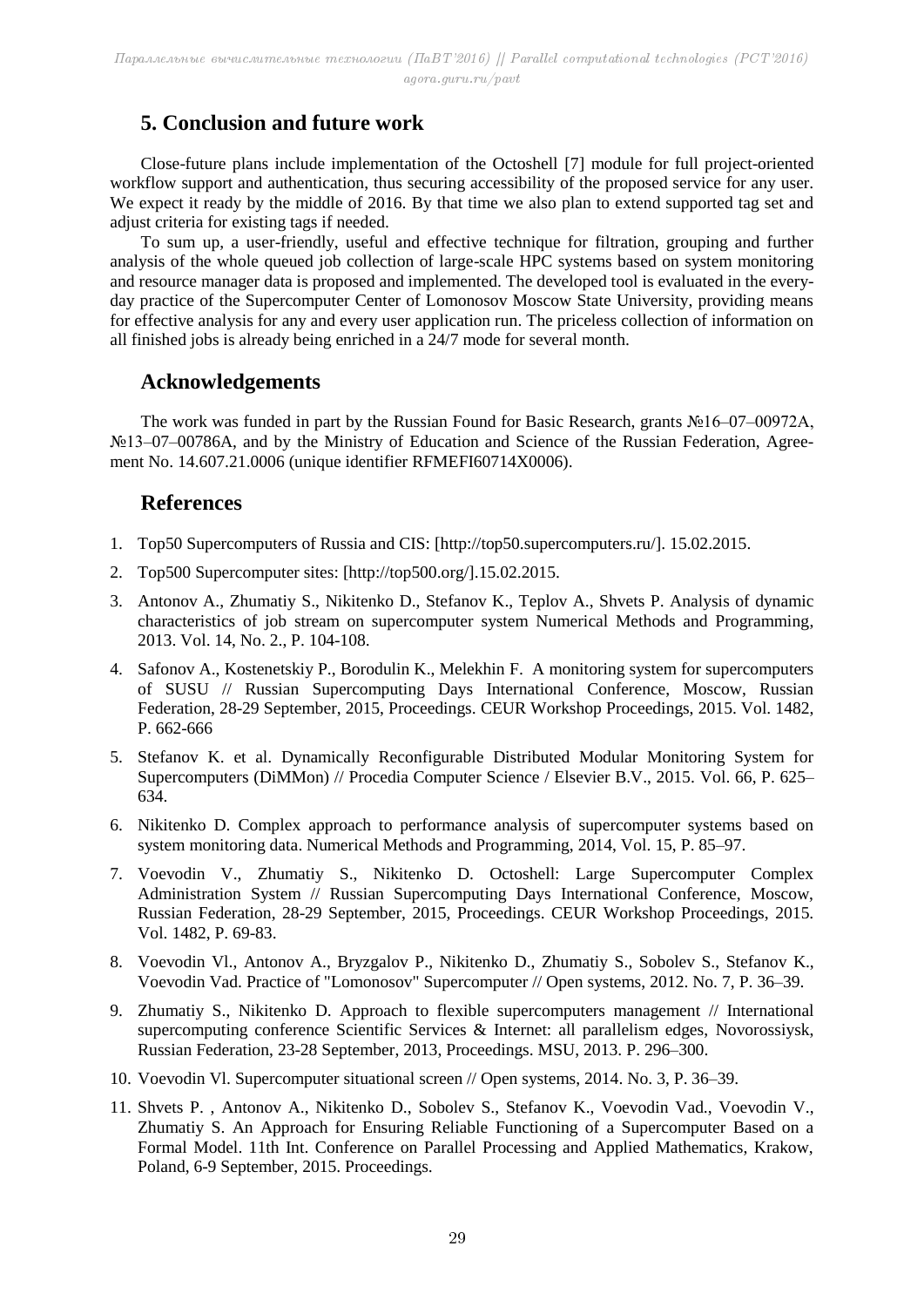## 5. Conclusion and future work

Close-future plans include implementation of the Octoshell [7] module for full project-oriented workflow support and authentication, thus securing accessibility of the proposed service for any user. We expect it ready by the middle of 2016. By that time we also plan to extend supported tag set and adjust criteria for existing tags if needed.

To sum up, a user-friendly, useful and effective technique for filtration, grouping and further analysis of the whole queued job collection of large-scale HPC systems based on system monitoring and resource manager data is proposed and implemented. The developed tool is evaluated in the every-day practice of the Supercomputer Center of Lomonosov Moscow State University, providing means for effective analysis for any and every user application run. The priceless collection of information on all finished jobs is already being enriched in a 24/7 mode for several month.

## Acknowledgements

The work was funded in part by the Russian Found for Basic Research, grants №16–07–00972A, №13–07–00786A, and by the Ministry of Education and Science of the Russian Federation, Agreement No. 14.607.21.0006 (unique identifier RFMEFI60714X0006).

## References

1. Top50 Supercomputers of Russia and CIS: [http://top50.supercomputers.ru/]. 15.02.2015.
2. Top500 Supercomputer sites: [http://top500.org/].15.02.2015.
3. Antonov A., Zhumatiy S., Nikitenko D., Stefanov K., Teplov A., Shvets P. Analysis of dynamic characteristics of job stream on supercomputer system Numerical Methods and Programming, 2013. Vol. 14, No. 2., P. 104-108.
4. Safonov A., Kostenetskiy P., Borodulin K., Melekhin F. A monitoring system for supercomputers of SUSU // Russian Supercomputing Days International Conference, Moscow, Russian Federation, 28-29 September, 2015, Proceedings. CEUR Workshop Proceedings, 2015. Vol. 1482, P. 662-666
5. Stefanov K. et al. Dynamically Reconfigurable Distributed Modular Monitoring System for Supercomputers (DiMMon) // Procedia Computer Science / Elsevier B.V., 2015. Vol. 66, P. 625–634.
6. Nikitenko D. Complex approach to performance analysis of supercomputer systems based on system monitoring data. Numerical Methods and Programming, 2014, Vol. 15, P. 85–97.
7. Voevodin V., Zhumatiy S., Nikitenko D. Octoshell: Large Supercomputer Complex Administration System // Russian Supercomputing Days International Conference, Moscow, Russian Federation, 28-29 September, 2015, Proceedings. CEUR Workshop Proceedings, 2015. Vol. 1482, P. 69-83.
8. Voevodin Vl., Antonov A., Bryzgalov P., Nikitenko D., Zhumatiy S., Sobolev S., Stefanov K., Voevodin Vad. Practice of "Lomonosov" Supercomputer // Open systems, 2012. No. 7, P. 36–39.
9. Zhumatiy S., Nikitenko D. Approach to flexible supercomputers management // International supercomputing conference Scientific Services & Internet: all parallelism edges, Novorossiysk, Russian Federation, 23-28 September, 2013, Proceedings. MSU, 2013. P. 296–300.
10. Voevodin Vl. Supercomputer situational screen // Open systems, 2014. No. 3, P. 36–39.
11. Shvets P. , Antonov A., Nikitenko D., Sobolev S., Stefanov K., Voevodin Vad., Voevodin V., Zhumatiy S. An Approach for Ensuring Reliable Functioning of a Supercomputer Based on a Formal Model. 11th Int. Conference on Parallel Processing and Applied Mathematics, Krakow, Poland, 6-9 September, 2015. Proceedings.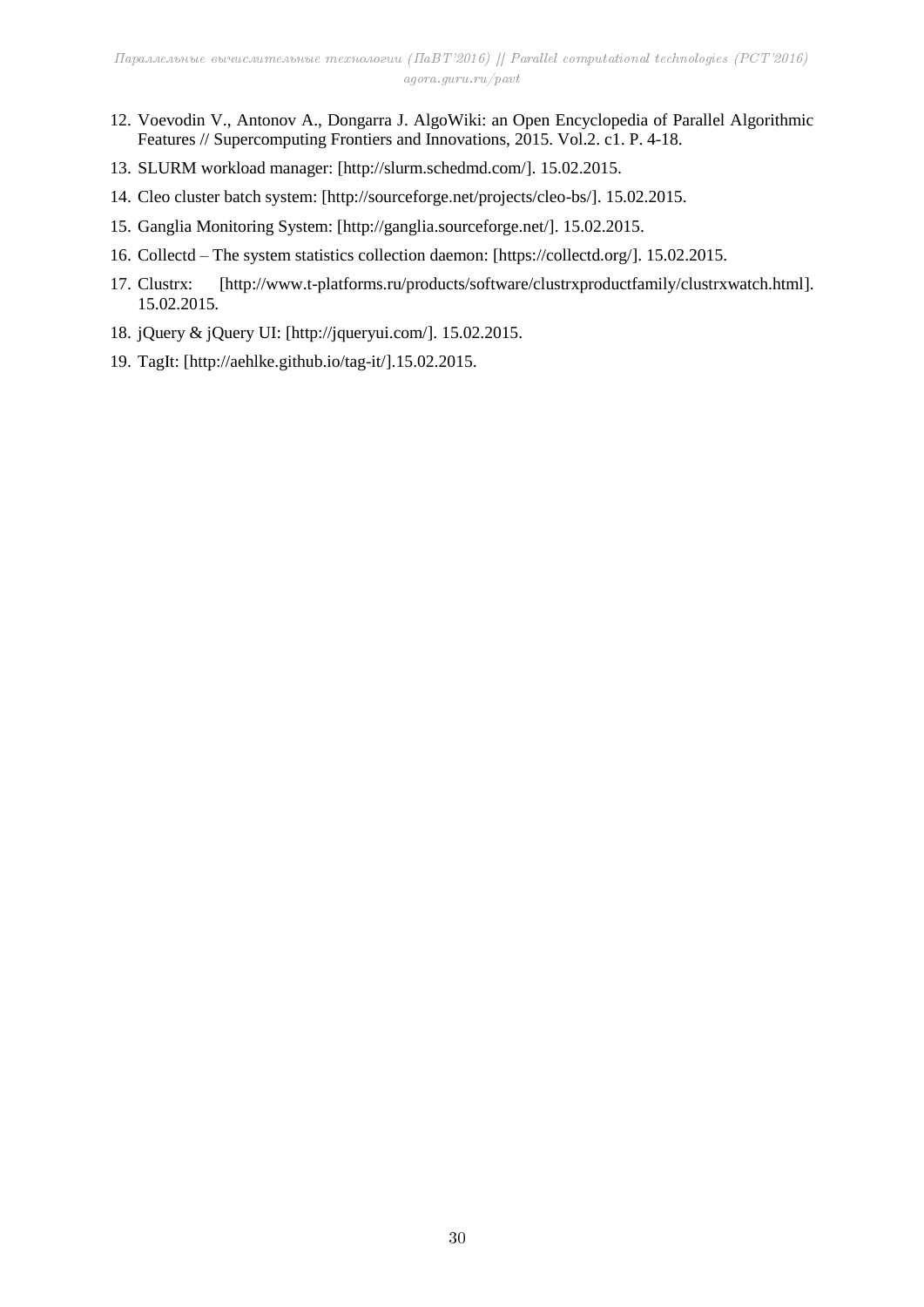12. Voevodin V., Antonov A., Dongarra J. AlgoWiki: an Open Encyclopedia of Parallel Algorithmic Features // Supercomputing Frontiers and Innovations, 2015. Vol.2. c1. P. 4-18.
13. SLURM workload manager: [http://slurm.schedmd.com/]. 15.02.2015.
14. Cleo cluster batch system: [http://sourceforge.net/projects/cleo-bs/]. 15.02.2015.
15. Ganglia Monitoring System: [http://ganglia.sourceforge.net/]. 15.02.2015.
16. Collectd – The system statistics collection daemon: [https://collectd.org/]. 15.02.2015.
17. Clustrx: [http://www.t-platforms.ru/products/software/clustrxproductfamily/clustrxwatch.html]. 15.02.2015.
18. jQuery & jQuery UI: [http://jqueryui.com/]. 15.02.2015.
19. TagIt: [http://aehlke.github.io/tag-it/].15.02.2015.